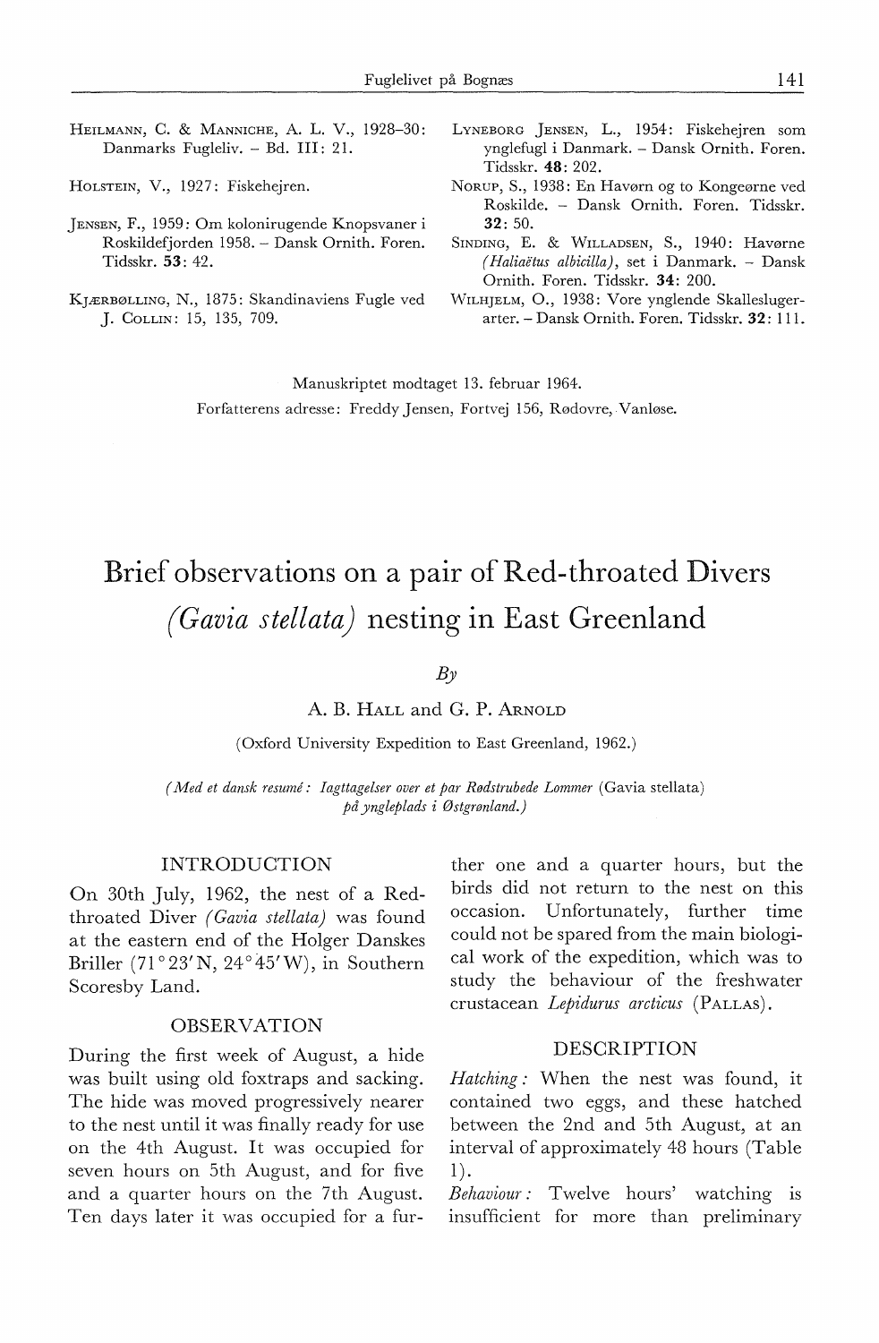HEILMANN, C. & MANNICHE, A. L. V., 1928–30: Danmarks Fugleliv. – Bd. III: 21.

HOLSTEIN, V., 1927: Fiskehejren.

JENSEN, F., 1959: Om kolonirugende Knopsvaner i Roskildefjorden 1958. – Dansk Ornith. Foren. Tidsskr. **53**: 42.

KJÆRBØLLING, N., 1875: Skandinaviens Fugle ved J. COLLIN: 15, 135, 709.

LYNEBORG JENSEN, L., 1954: Fiskehejren som ynglefugl i Danmark. – Dansk Ornith. Foren. Tidsskr. **48**: 202.

NORUP, S., 1938: En Havørn og to Kongeørne ved Roskilde. – Dansk Ornith. Foren. Tidsskr. **32**: 50.

SINDING, E. & WILLADSEN, S., 1940: Havørne *(Haliaëtus albicilla)*, set i Danmark. – Dansk Ornith. Foren. Tidsskr. **34**: 200.

WILHJELM, O., 1938: Vore ynglende Skallesluger-arter. – Dansk Ornith. Foren. Tidsskr. **32**: 111.

Manuskriptet modtaget 13. februar 1964.
Forfatterens adresse: Freddy Jensen, Fortvej 156, Rødovre, Vanløse.

# Brief observations on a pair of Red-throated Divers *(Gavia stellata)* nesting in East Greenland

*By*

A. B. HALL and G. P. ARNOLD

(Oxford University Expedition to East Greenland, 1962.)

*(Med et dansk resumé: Iagttagelser over et par Rødstrubede Lommer* (Gavia stellata) *på yngleplads i Østgrønland.)*

## INTRODUCTION

On 30th July, 1962, the nest of a Red-throated Diver *(Gavia stellata)* was found at the eastern end of the Holger Danskes Briller (71°23′N, 24°45′W), in Southern Scoresby Land.

## OBSERVATION

During the first week of August, a hide was built using old foxtraps and sacking. The hide was moved progressively nearer to the nest until it was finally ready for use on the 4th August. It was occupied for seven hours on 5th August, and for five and a quarter hours on the 7th August. Ten days later it was occupied for a further one and a quarter hours, but the birds did not return to the nest on this occasion. Unfortunately, further time could not be spared from the main biological work of the expedition, which was to study the behaviour of the freshwater crustacean *Lepidurus arcticus* (PALLAS).

## DESCRIPTION

*Hatching:* When the nest was found, it contained two eggs, and these hatched between the 2nd and 5th August, at an interval of approximately 48 hours (Table 1).

*Behaviour:* Twelve hours' watching is insufficient for more than preliminary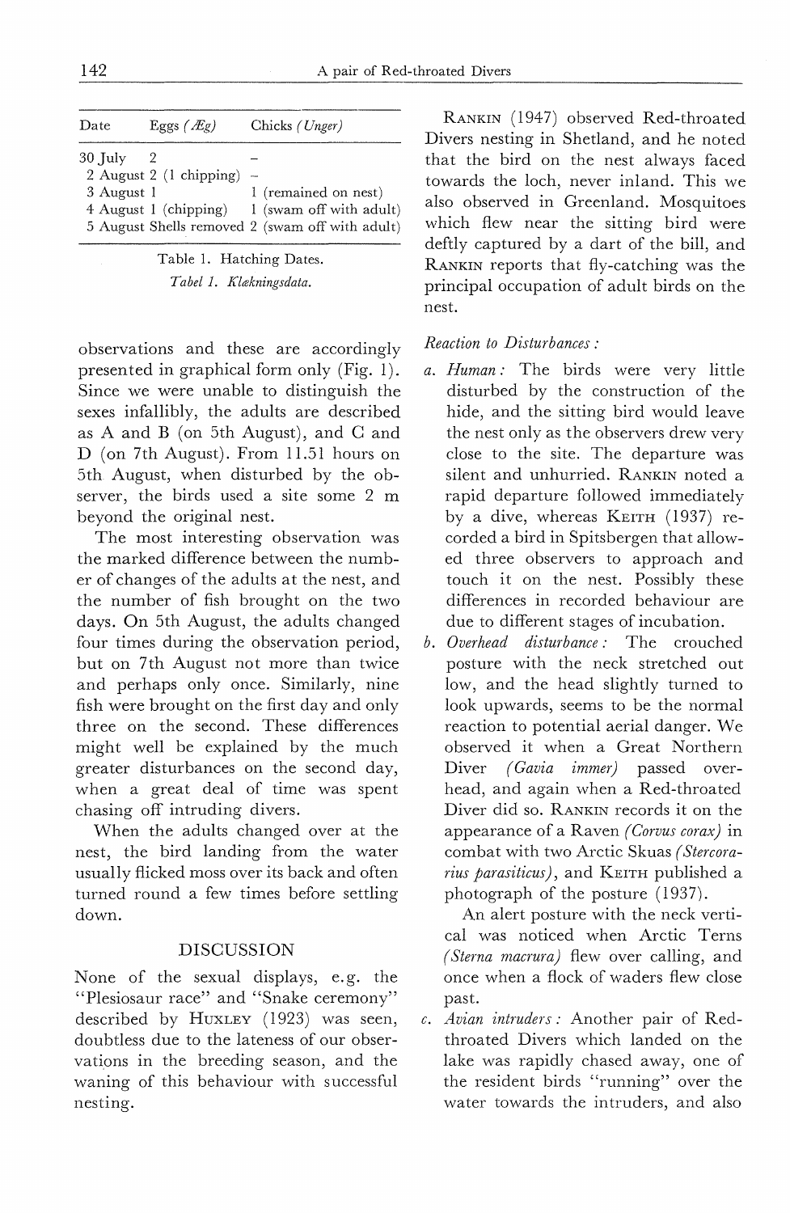| Date | Eggs (*Æg*) | Chicks (*Unger*) |
|---|---|---|
| 30 July | 2 | – |
| 2 August | 2 (1 chipping) | – |
| 3 August | 1 | 1 (remained on nest) |
| 4 August | 1 (chipping) | 1 (swam off with adult) |
| 5 August | Shells removed | 2 (swam off with adult) |

Table 1. Hatching Dates.

*Tabel 1. Klækningsdata.*

observations and these are accordingly presented in graphical form only (Fig. 1). Since we were unable to distinguish the sexes infallibly, the adults are described as A and B (on 5th August), and C and D (on 7th August). From 11.51 hours on 5th August, when disturbed by the observer, the birds used a site some 2 m beyond the original nest.

The most interesting observation was the marked difference between the number of changes of the adults at the nest, and the number of fish brought on the two days. On 5th August, the adults changed four times during the observation period, but on 7th August not more than twice and perhaps only once. Similarly, nine fish were brought on the first day and only three on the second. These differences might well be explained by the much greater disturbances on the second day, when a great deal of time was spent chasing off intruding divers.

When the adults changed over at the nest, the bird landing from the water usually flicked moss over its back and often turned round a few times before settling down.

## DISCUSSION

None of the sexual displays, e.g. the "Plesiosaur race" and "Snake ceremony" described by HUXLEY (1923) was seen, doubtless due to the lateness of our observations in the breeding season, and the waning of this behaviour with successful nesting.

RANKIN (1947) observed Red-throated Divers nesting in Shetland, and he noted that the bird on the nest always faced towards the loch, never inland. This we also observed in Greenland. Mosquitoes which flew near the sitting bird were deftly captured by a dart of the bill, and RANKIN reports that fly-catching was the principal occupation of adult birds on the nest.

*Reaction to Disturbances:*

*a. Human:* The birds were very little disturbed by the construction of the hide, and the sitting bird would leave the nest only as the observers drew very close to the site. The departure was silent and unhurried. RANKIN noted a rapid departure followed immediately by a dive, whereas KEITH (1937) recorded a bird in Spitsbergen that allowed three observers to approach and touch it on the nest. Possibly these differences in recorded behaviour are due to different stages of incubation.

*b. Overhead disturbance:* The crouched posture with the neck stretched out low, and the head slightly turned to look upwards, seems to be the normal reaction to potential aerial danger. We observed it when a Great Northern Diver *(Gavia immer)* passed overhead, and again when a Red-throated Diver did so. RANKIN records it on the appearance of a Raven *(Corvus corax)* in combat with two Arctic Skuas *(Stercorarius parasiticus)*, and KEITH published a photograph of the posture (1937).

An alert posture with the neck vertical was noticed when Arctic Terns *(Sterna macrura)* flew over calling, and once when a flock of waders flew close past.

*c. Avian intruders:* Another pair of Red-throated Divers which landed on the lake was rapidly chased away, one of the resident birds "running" over the water towards the intruders, and also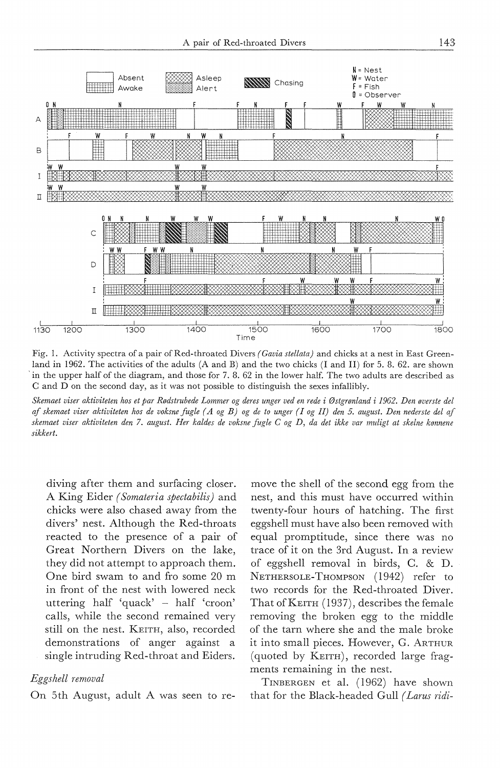Fig. 1. Activity spectra of a pair of Red-throated Divers *(Gavia stellata)* and chicks at a nest in East Greenland in 1962. The activities of the adults (A and B) and the two chicks (I and II) for 5. 8. 62. are shown in the upper half of the diagram, and those for 7. 8. 62 in the lower half. The two adults are described as C and D on the second day, as it was not possible to distinguish the sexes infallibly.

*Skemaet viser aktiviteten hos et par Rødstrubede Lommer og deres unger ved en rede i Østgrønland i 1962. Den øverste del af skemaet viser aktiviteten hos de voksne fugle (A og B) og de to unger (I og II) den 5. august. Den nederste del af skemaet viser aktiviteten den 7. august. Her kaldes de voksne fugle C og D, da det ikke var muligt at skelne kønnene sikkert.*

diving after them and surfacing closer. A King Eider *(Somateria spectabilis)* and chicks were also chased away from the divers' nest. Although the Red-throats reacted to the presence of a pair of Great Northern Divers on the lake, they did not attempt to approach them. One bird swam to and fro some 20 m in front of the nest with lowered neck uttering half 'quack' – half 'croon' calls, while the second remained very still on the nest. KEITH, also, recorded demonstrations of anger against a single intruding Red-throat and Eiders.

### *Eggshell removal*

On 5th August, adult A was seen to remove the shell of the second egg from the nest, and this must have occurred within twenty-four hours of hatching. The first eggshell must have also been removed with equal promptitude, since there was no trace of it on the 3rd August. In a review of eggshell removal in birds, C. & D. NETHERSOLE-THOMPSON (1942) refer to two records for the Red-throated Diver. That of KEITH (1937), describes the female removing the broken egg to the middle of the tarn where she and the male broke it into small pieces. However, G. ARTHUR (quoted by KEITH), recorded large fragments remaining in the nest.

TINBERGEN et al. (1962) have shown that for the Black-headed Gull *(Larus ridi-*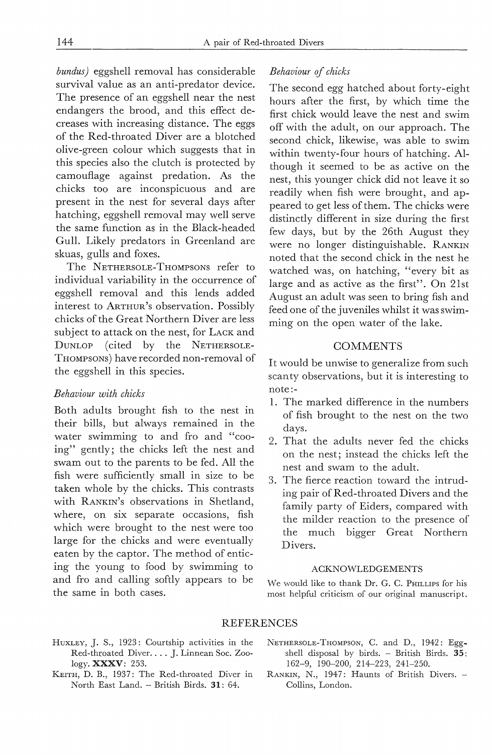*bundus)* eggshell removal has considerable survival value as an anti-predator device. The presence of an eggshell near the nest endangers the brood, and this effect decreases with increasing distance. The eggs of the Red-throated Diver are a blotched olive-green colour which suggests that in this species also the clutch is protected by camouflage against predation. As the chicks too are inconspicuous and are present in the nest for several days after hatching, eggshell removal may well serve the same function as in the Black-headed Gull. Likely predators in Greenland are skuas, gulls and foxes.

The NETHERSOLE-THOMPSONS refer to individual variability in the occurrence of eggshell removal and this lends added interest to ARTHUR's observation. Possibly chicks of the Great Northern Diver are less subject to attack on the nest, for LACK and DUNLOP (cited by the NETHERSOLE-THOMPSONS) have recorded non-removal of the eggshell in this species.

### *Behaviour with chicks*

Both adults brought fish to the nest in their bills, but always remained in the water swimming to and fro and "cooing" gently; the chicks left the nest and swam out to the parents to be fed. All the fish were sufficiently small in size to be taken whole by the chicks. This contrasts with RANKIN's observations in Shetland, where, on six separate occasions, fish which were brought to the nest were too large for the chicks and were eventually eaten by the captor. The method of enticing the young to food by swimming to and fro and calling softly appears to be the same in both cases.

### *Behaviour of chicks*

The second egg hatched about forty-eight hours after the first, by which time the first chick would leave the nest and swim off with the adult, on our approach. The second chick, likewise, was able to swim within twenty-four hours of hatching. Although it seemed to be as active on the nest, this younger chick did not leave it so readily when fish were brought, and appeared to get less of them. The chicks were distinctly different in size during the first few days, but by the 26th August they were no longer distinguishable. RANKIN noted that the second chick in the nest he watched was, on hatching, "every bit as large and as active as the first". On 21st August an adult was seen to bring fish and feed one of the juveniles whilst it was swimming on the open water of the lake.

## COMMENTS

It would be unwise to generalize from such scanty observations, but it is interesting to note:-

1. The marked difference in the numbers of fish brought to the nest on the two days.
2. That the adults never fed the chicks on the nest; instead the chicks left the nest and swam to the adult.
3. The fierce reaction toward the intruding pair of Red-throated Divers and the family party of Eiders, compared with the milder reaction to the presence of the much bigger Great Northern Divers.

### ACKNOWLEDGEMENTS

We would like to thank Dr. G. C. PHILLIPS for his most helpful criticism of our original manuscript.

## REFERENCES

HUXLEY, J. S., 1923: Courtship activities in the Red-throated Diver.... J. Linnean Soc. Zoology. **XXXV**: 253.

KEITH, D. B., 1937: The Red-throated Diver in North East Land. – British Birds. **31**: 64.

NETHERSOLE-THOMPSON, C. and D., 1942: Egg-shell disposal by birds. – British Birds. **35**: 162–9, 190–200, 214–223, 241–250.

RANKIN, N., 1947: Haunts of British Divers. – Collins, London.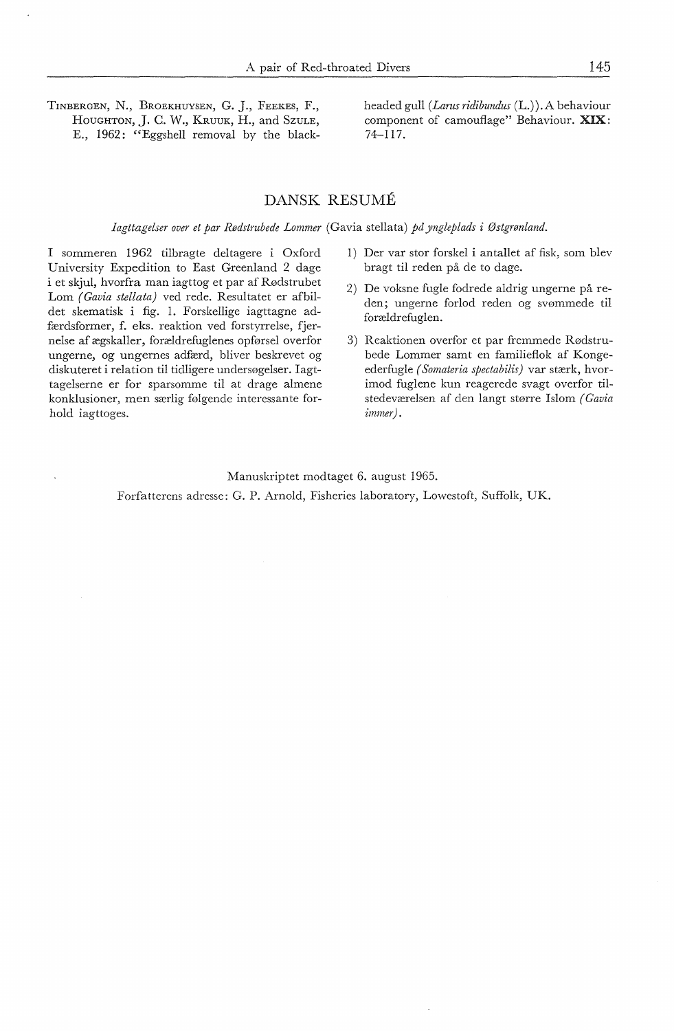TINBERGEN, N., BROEKHUYSEN, G. J., FEEKES, F., HOUGHTON, J. C. W., KRUUK, H., and SZULE, E., 1962: "Eggshell removal by the black-headed gull (*Larus ridibundus* (L.)). A behaviour component of camouflage" Behaviour. **XIX**: 74–117.

## DANSK RESUMÉ

*Iagttagelser over et par Rødstrubede Lommer* (Gavia stellata) *på yngleplads i Østgrønland.*

I sommeren 1962 tilbragte deltagere i Oxford University Expedition to East Greenland 2 dage i et skjul, hvorfra man iagttog et par af Rødstrubet Lom *(Gavia stellata)* ved rede. Resultatet er afbildet skematisk i fig. 1. Forskellige iagttagne adfærdsformer, f. eks. reaktion ved forstyrrelse, fjernelse af ægskaller, forældrefuglenes opførsel overfor ungerne, og ungernes adfærd, bliver beskrevet og diskuteret i relation til tidligere undersøgelser. Iagttagelserne er for sparsomme til at drage almene konklusioner, men særlig følgende interessante forhold iagttoges.

1) Der var stor forskel i antallet af fisk, som blev bragt til reden på de to dage.

2) De voksne fugle fodrede aldrig ungerne på reden; ungerne forlod reden og svømmede til forældrefuglen.

3) Reaktionen overfor et par fremmede Rødstrubede Lommer samt en familieflok af Kongeederfugle *(Somateria spectabilis)* var stærk, hvorimod fuglene kun reagerede svagt overfor tilstedeværelsen af den langt større Islom *(Gavia immer)*.

Manuskriptet modtaget 6. august 1965.

Forfatterens adresse: G. P. Arnold, Fisheries laboratory, Lowestoft, Suffolk, UK.